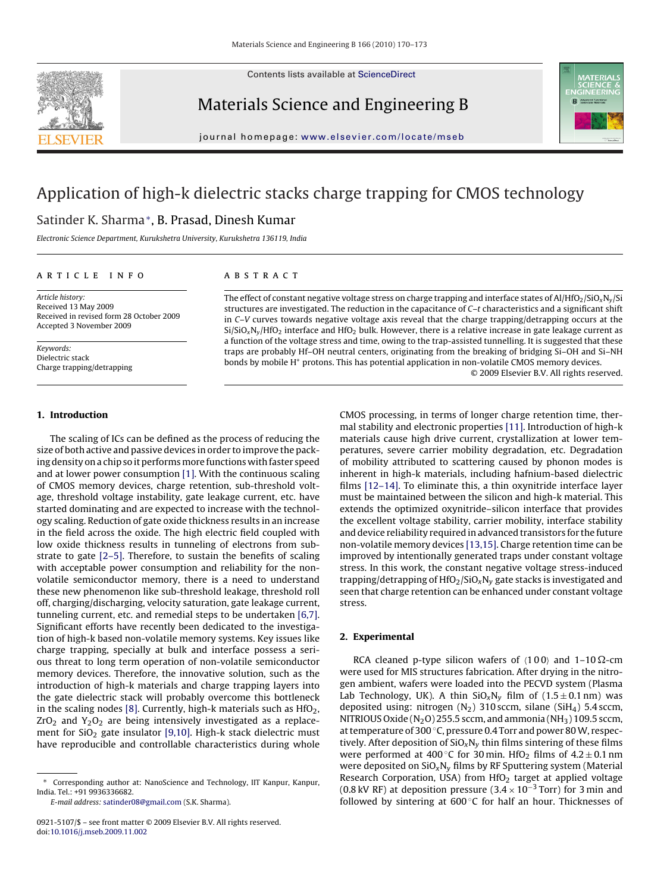# Application of high-k dielectric stacks charge trapping for CMOS technology

Satinder K. Sharma*, B. Prasad, Dinesh Kumar

*Electronic Science Department, Kurukshetra University, Kurukshetra 136119, India*

**ARTICLE INFO**

*Article history:*
Received 13 May 2009
Received in revised form 28 October 2009
Accepted 3 November 2009

*Keywords:*
Dielectric stack
Charge trapping/detrapping

**ABSTRACT**

The effect of constant negative voltage stress on charge trapping and interface states of $Al/HfO_2/SiO_xN_y/Si$ structures are investigated. The reduction in the capacitance of *C–t* characteristics and a significant shift in *C–V* curves towards negative voltage axis reveal that the charge trapping/detrapping occurs at the $Si/SiO_xN_y/HfO_2$ interface and $HfO_2$ bulk. However, there is a relative increase in gate leakage current as a function of the voltage stress and time, owing to the trap-assisted tunnelling. It is suggested that these traps are probably Hf–OH neutral centers, originating from the breaking of bridging Si–OH and Si–NH bonds by mobile $H^+$ protons. This has potential application in non-volatile CMOS memory devices.

© 2009 Elsevier B.V. All rights reserved.

## 1. Introduction

The scaling of ICs can be defined as the process of reducing the size of both active and passive devices in order to improve the packing density on a chip so it performs more functions with faster speed and at lower power consumption [1]. With the continuous scaling of CMOS memory devices, charge retention, sub-threshold voltage, threshold voltage instability, gate leakage current, etc. have started dominating and are expected to increase with the technology scaling. Reduction of gate oxide thickness results in an increase in the field across the oxide. The high electric field coupled with low oxide thickness results in tunneling of electrons from substrate to gate [2–5]. Therefore, to sustain the benefits of scaling with acceptable power consumption and reliability for the non-volatile semiconductor memory, there is a need to understand these new phenomenon like sub-threshold leakage, threshold roll off, charging/discharging, velocity saturation, gate leakage current, tunneling current, etc. and remedial steps to be undertaken [6,7]. Significant efforts have recently been dedicated to the investigation of high-k based non-volatile memory systems. Key issues like charge trapping, specially at bulk and interface possess a serious threat to long term operation of non-volatile semiconductor memory devices. Therefore, the innovative solution, such as the introduction of high-k materials and charge trapping layers into the gate dielectric stack will probably overcome this bottleneck in the scaling nodes [8]. Currently, high-k materials such as $HfO_2$, $ZrO_2$ and $Y_2O_2$ are being intensively investigated as a replacement for $SiO_2$ gate insulator [9,10]. High-k stack dielectric must have reproducible and controllable characteristics during whole CMOS processing, in terms of longer charge retention time, thermal stability and electronic properties [11]. Introduction of high-k materials cause high drive current, crystallization at lower temperatures, severe carrier mobility degradation, etc. Degradation of mobility attributed to scattering caused by phonon modes is inherent in high-k materials, including hafnium-based dielectric films [12–14]. To eliminate this, a thin oxynitride interface layer must be maintained between the silicon and high-k material. This extends the optimized oxynitride–silicon interface that provides the excellent voltage stability, carrier mobility, interface stability and device reliability required in advanced transistors for the future non-volatile memory devices [13,15]. Charge retention time can be improved by intentionally generated traps under constant voltage stress. In this work, the constant negative voltage stress-induced trapping/detrapping of $HfO_2/SiO_xN_y$ gate stacks is investigated and seen that charge retention can be enhanced under constant voltage stress.

## 2. Experimental

RCA cleaned p-type silicon wafers of ⟨1 0 0⟩ and 1–10 Ω-cm were used for MIS structures fabrication. After drying in the nitrogen ambient, wafers were loaded into the PECVD system (Plasma Lab Technology, UK). A thin $SiO_xN_y$ film of (1.5 ± 0.1 nm) was deposited using: nitrogen ($N_2$) 310 sccm, silane ($SiH_4$) 5.4 sccm, NITRIOUS Oxide ($N_2O$) 255.5 sccm, and ammonia ($NH_3$) 109.5 sccm, at temperature of 300 °C, pressure 0.4 Torr and power 80 W, respectively. After deposition of $SiO_xN_y$ thin films sintering of these films were performed at 400 °C for 30 min. $HfO_2$ films of 4.2 ± 0.1 nm were deposited on $SiO_xN_y$ films by RF Sputtering system (Material Research Corporation, USA) from $HfO_2$ target at applied voltage (0.8 kV RF) at deposition pressure ($3.4 \times 10^{-3}$ Torr) for 3 min and followed by sintering at 600 °C for half an hour. Thicknesses of

* Corresponding author at: NanoScience and Technology, IIT Kanpur, Kanpur, India. Tel.: +91 9936336682.
E-mail address: satinder08@gmail.com (S.K. Sharma).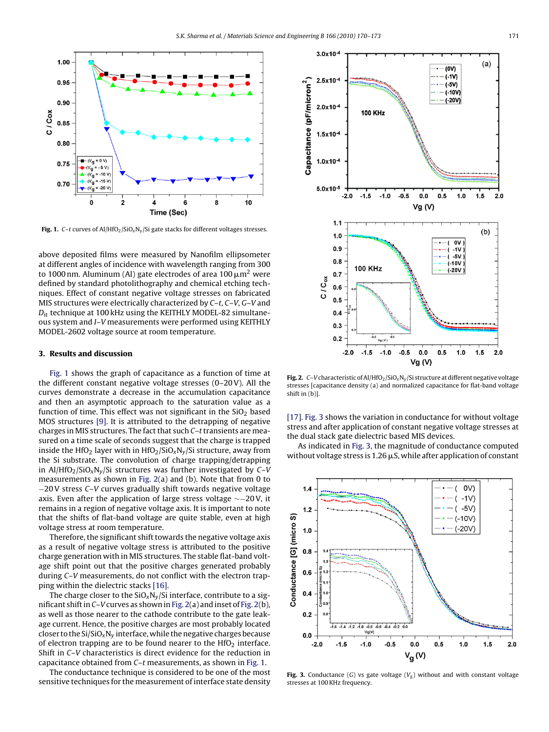**Fig. 1.** $C$–$t$ curves of Al/$HfO_2$/$SiO_xN_y$/Si gate stacks for different voltages stresses.

above deposited films were measured by Nanofilm ellipsometer at different angles of incidence with wavelength ranging from 300 to 1000 nm. Aluminum (Al) gate electrodes of area 100 $\mu m^2$ were defined by standard photolithography and chemical etching techniques. Effect of constant negative voltage stresses on fabricated MIS structures were electrically characterized by $C$–$t$, $C$–$V$, $G$–$V$ and $D_{it}$ technique at 100 kHz using the KEITHLY MODEL-82 simultaneous system and $I$–$V$ measurements were performed using KEITHLY MODEL-2602 voltage source at room temperature.

## 3. Results and discussion

Fig. 1 shows the graph of capacitance as a function of time at the different constant negative voltage stresses (0–20 V). All the curves demonstrate a decrease in the accumulation capacitance and then an asymptotic approach to the saturation value as a function of time. This effect was not significant in the $SiO_2$ based MOS structures [9]. It is attributed to the detrapping of negative charges in MIS structures. The fact that such $C$–$t$ transients are measured on a time scale of seconds suggest that the charge is trapped inside the $HfO_2$ layer with in $HfO_2$/$SiO_xN_y$/Si structure, away from the Si substrate. The convolution of charge trapping/detrapping in Al/$HfO_2$/$SiO_xN_y$/Si structures was further investigated by $C$–$V$ measurements as shown in Fig. 2(a) and (b). Note that from 0 to −20 V stress $C$–$V$ curves gradually shift towards negative voltage axis. Even after the application of large stress voltage ∼−20 V, it remains in a region of negative voltage axis. It is important to note that the shifts of flat-band voltage are quite stable, even at high voltage stress at room temperature.

Therefore, the significant shift towards the negative voltage axis as a result of negative voltage stress is attributed to the positive charge generation with in MIS structures. The stable flat-band voltage shift point out that the positive charges generated probably during $C$–$V$ measurements, do not conflict with the electron trapping within the dielectric stacks [16].

The charge closer to the $SiO_xN_y$/Si interface, contribute to a significant shift in $C$–$V$ curves as shown in Fig. 2(a) and inset of Fig. 2(b), as well as those nearer to the cathode contribute to the gate leakage current. Hence, the positive charges are most probably located closer to the Si/$SiO_xN_y$ interface, while the negative charges because of electron trapping are to be found nearer to the $HfO_2$ interface. Shift in $C$–$V$ characteristics is direct evidence for the reduction in capacitance obtained from $C$–$t$ measurements, as shown in Fig. 1.

The conductance technique is considered to be one of the most sensitive techniques for the measurement of interface state density

**Fig. 2.** $C$–$V$ characteristic of Al/$HfO_2$/$SiO_xN_y$/Si structure at different negative voltage stresses [capacitance density (a) and normalized capacitance for flat-band voltage shift in (b)].

[17]. Fig. 3 shows the variation in conductance for without voltage stress and after application of constant negative voltage stresses at the dual stack gate dielectric based MIS devices.

As indicated in Fig. 3, the magnitude of conductance computed without voltage stress is 1.26 $\mu$S, while after application of constant

**Fig. 3.** Conductance ($G$) vs gate voltage ($V_g$) without and with constant voltage stresses at 100 KHz frequency.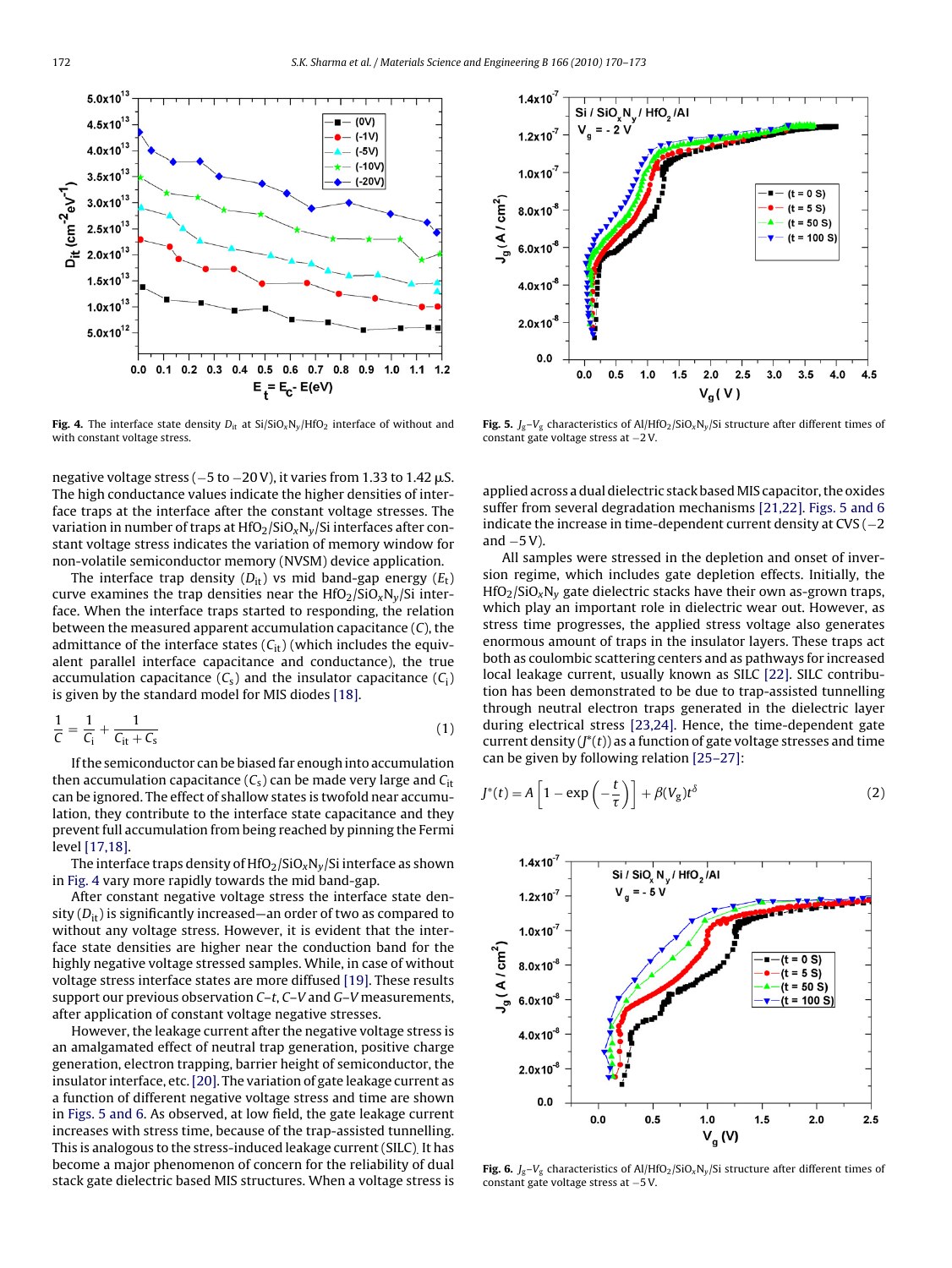Fig. 4. The interface state density $D_{it}$ at Si/SiO$_x$N$_y$/HfO$_2$ interface of without and with constant voltage stress.

Fig. 5. $J_g$–$V_g$ characteristics of Al/HfO$_2$/SiO$_x$N$_y$/Si structure after different times of constant gate voltage stress at −2 V.

negative voltage stress (−5 to −20 V), it varies from 1.33 to 1.42 μS. The high conductance values indicate the higher densities of interface traps at the interface after the constant voltage stresses. The variation in number of traps at HfO$_2$/SiO$_x$N$_y$/Si interfaces after constant voltage stress indicates the variation of memory window for non-volatile semiconductor memory (NVSM) device application.

The interface trap density ($D_{it}$) vs mid band-gap energy ($E_t$) curve examines the trap densities near the HfO$_2$/SiO$_x$N$_y$/Si interface. When the interface traps started to responding, the relation between the measured apparent accumulation capacitance ($C$), the admittance of the interface states ($C_{it}$) (which includes the equivalent parallel interface capacitance and conductance), the true accumulation capacitance ($C_s$) and the insulator capacitance ($C_i$) is given by the standard model for MIS diodes [18].

$$\frac{1}{C} = \frac{1}{C_i} + \frac{1}{C_{it} + C_s} \tag{1}$$

If the semiconductor can be biased far enough into accumulation then accumulation capacitance ($C_s$) can be made very large and $C_{it}$ can be ignored. The effect of shallow states is twofold near accumulation, they contribute to the interface state capacitance and they prevent full accumulation from being reached by pinning the Fermi level [17,18].

The interface traps density of HfO$_2$/SiO$_x$N$_y$/Si interface as shown in Fig. 4 vary more rapidly towards the mid band-gap.

After constant negative voltage stress the interface state density ($D_{it}$) is significantly increased—an order of two as compared to without any voltage stress. However, it is evident that the interface state densities are higher near the conduction band for the highly negative voltage stressed samples. While, in case of without voltage stress interface states are more diffused [19]. These results support our previous observation $C$–$t$, $C$–$V$ and $G$–$V$ measurements, after application of constant voltage negative stresses.

However, the leakage current after the negative voltage stress is an amalgamated effect of neutral trap generation, positive charge generation, electron trapping, barrier height of semiconductor, the insulator interface, etc. [20]. The variation of gate leakage current as a function of different negative voltage stress and time are shown in Figs. 5 and 6. As observed, at low field, the gate leakage current increases with stress time, because of the trap-assisted tunnelling. This is analogous to the stress-induced leakage current (SILC). It has become a major phenomenon of concern for the reliability of dual stack gate dielectric based MIS structures. When a voltage stress is applied across a dual dielectric stack based MIS capacitor, the oxides suffer from several degradation mechanisms [21,22]. Figs. 5 and 6 indicate the increase in time-dependent current density at CVS (−2 and −5 V).

All samples were stressed in the depletion and onset of inversion regime, which includes gate depletion effects. Initially, the HfO$_2$/SiO$_x$N$_y$ gate dielectric stacks have their own as-grown traps, which play an important role in dielectric wear out. However, as stress time progresses, the applied stress voltage also generates enormous amount of traps in the insulator layers. These traps act both as coulombic scattering centers and as pathways for increased local leakage current, usually known as SILC [22]. SILC contribution has been demonstrated to be due to trap-assisted tunnelling through neutral electron traps generated in the dielectric layer during electrical stress [23,24]. Hence, the time-dependent gate current density ($J^*(t)$) as a function of gate voltage stresses and time can be given by following relation [25–27]:

$$J^*(t) = A\left[1 - \exp\left(-\frac{t}{\tau}\right)\right] + \beta(V_g)t^{\delta} \tag{2}$$

Fig. 6. $J_g$–$V_g$ characteristics of Al/HfO$_2$/SiO$_x$N$_y$/Si structure after different times of constant gate voltage stress at −5 V.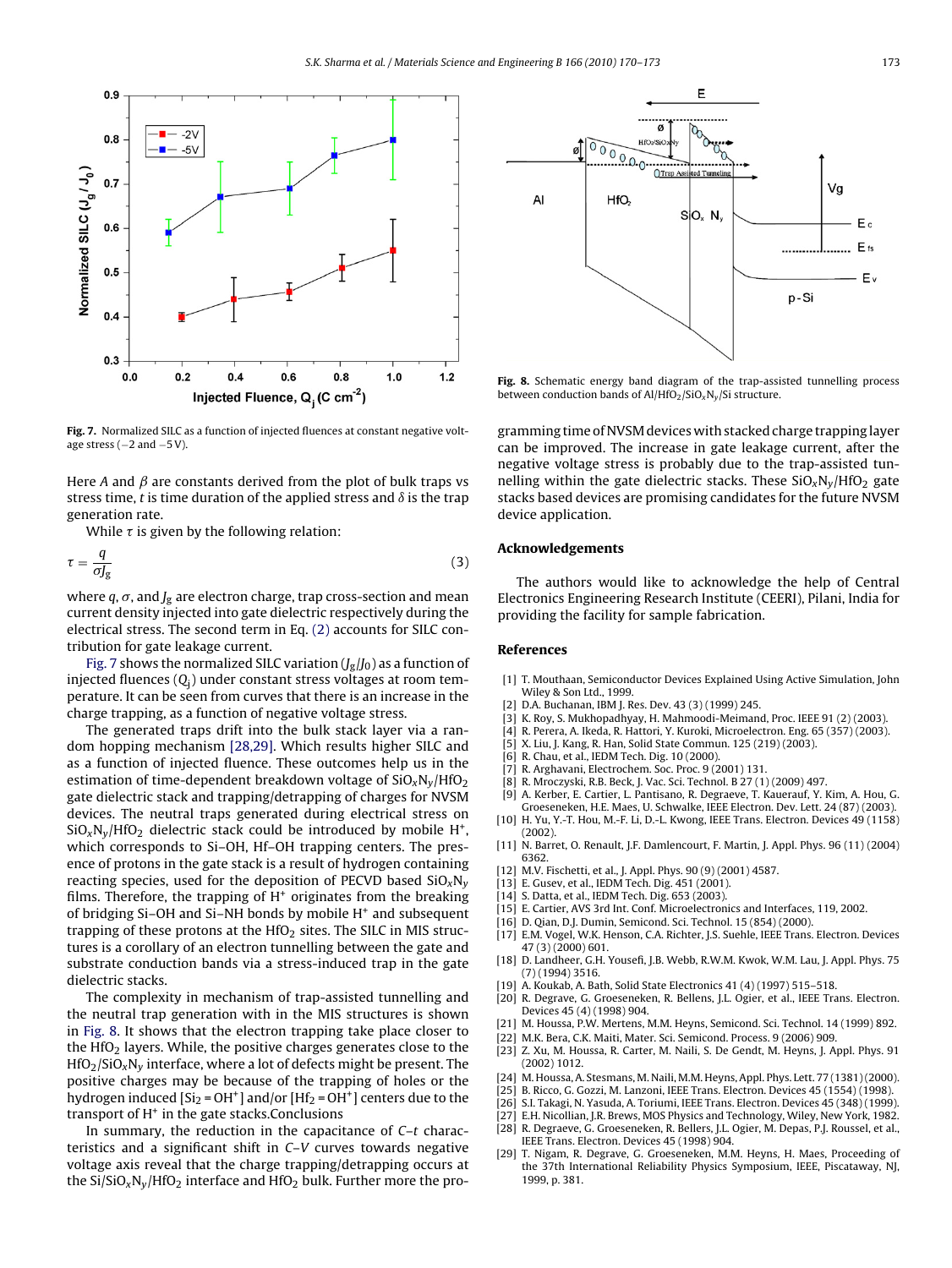0.9
0.8
0.7
0.6
0.5
0.4
0.3
Normalized SILC ($J_g$ / $J_0$)
-2V
-5V
0.0 0.2 0.4 0.6 0.8 1.0 1.2
Injected Fluence, $Q_j$ (C cm$^{-2}$)

**Fig. 7.** Normalized SILC as a function of injected fluences at constant negative voltage stress (−2 and −5 V).

Here $A$ and $\beta$ are constants derived from the plot of bulk traps vs stress time, $t$ is time duration of the applied stress and $\delta$ is the trap generation rate.

While $\tau$ is given by the following relation:

$$\tau = \frac{q}{\sigma J_g} \tag{3}$$

where $q$, $\sigma$, and $J_g$ are electron charge, trap cross-section and mean current density injected into gate dielectric respectively during the electrical stress. The second term in Eq. (2) accounts for SILC contribution for gate leakage current.

Fig. 7 shows the normalized SILC variation ($J_g/J_0$) as a function of injected fluences ($Q_j$) under constant stress voltages at room temperature. It can be seen from curves that there is an increase in the charge trapping, as a function of negative voltage stress.

The generated traps drift into the bulk stack layer via a random hopping mechanism [28,29]. Which results higher SILC and as a function of injected fluence. These outcomes help us in the estimation of time-dependent breakdown voltage of $SiO_xN_y/HfO_2$ gate dielectric stack and trapping/detrapping of charges for NVSM devices. The neutral traps generated during electrical stress on $SiO_xN_y/HfO_2$ dielectric stack could be introduced by mobile $H^+$, which corresponds to Si–OH, Hf–OH trapping centers. The presence of protons in the gate stack is a result of hydrogen containing reacting species, used for the deposition of PECVD based $SiO_xN_y$ films. Therefore, the trapping of $H^+$ originates from the breaking of bridging Si–OH and Si–NH bonds by mobile $H^+$ and subsequent trapping of these protons at the $HfO_2$ sites. The SILC in MIS structures is a corollary of an electron tunnelling between the gate and substrate conduction bands via a stress-induced trap in the gate dielectric stacks.

The complexity in mechanism of trap-assisted tunnelling and the neutral trap generation with in the MIS structures is shown in Fig. 8. It shows that the electron trapping take place closer to the $HfO_2$ layers. While, the positive charges generates close to the $HfO_2/SiO_xN_y$ interface, where a lot of defects might be present. The positive charges may be because of the trapping of holes or the hydrogen induced [$Si_2$ = $OH^+$] and/or [$Hf_2$ = $OH^+$] centers due to the transport of $H^+$ in the gate stacks.Conclusions

In summary, the reduction in the capacitance of $C$–$t$ characteristics and a significant shift in $C$–$V$ curves towards negative voltage axis reveal that the charge trapping/detrapping occurs at the $Si/SiO_xN_y/HfO_2$ interface and $HfO_2$ bulk. Further more the programming time of NVSM devices with stacked charge trapping layer can be improved. The increase in gate leakage current, after the negative voltage stress is probably due to the trap-assisted tunnelling within the gate dielectric stacks. These $SiO_xN_y/HfO_2$ gate stacks based devices are promising candidates for the future NVSM device application.

E
ø
ø
HfO2/SiOxNy
Trap Assisted Tunneling
Al
HfO$_2$
SiO$_x$ N$_y$
Vg
E$_c$
E$_{fs}$
E$_v$
p-Si

**Fig. 8.** Schematic energy band diagram of the trap-assisted tunnelling process between conduction bands of $Al/HfO_2/SiO_xN_y/Si$ structure.

## Acknowledgements

The authors would like to acknowledge the help of Central Electronics Engineering Research Institute (CEERI), Pilani, India for providing the facility for sample fabrication.

## References

[1] T. Mouthaan, Semiconductor Devices Explained Using Active Simulation, John Wiley & Son Ltd., 1999.
[2] D.A. Buchanan, IBM J. Res. Dev. 43 (3) (1999) 245.
[3] K. Roy, S. Mukhopadhyay, H. Mahmoodi-Meimand, Proc. IEEE 91 (2) (2003).
[4] R. Perera, A. Ikeda, R. Hattori, Y. Kuroki, Microelectron. Eng. 65 (357) (2003).
[5] X. Liu, J. Kang, R. Han, Solid State Commun. 125 (219) (2003).
[6] R. Chau, et al., IEDM Tech. Dig. 10 (2000).
[7] R. Arghavani, Electrochem. Soc. Proc. 9 (2001) 131.
[8] R. Mroczyski, R.B. Beck, J. Vac. Sci. Technol. B 27 (1) (2009) 497.
[9] A. Kerber, E. Cartier, L. Pantisano, R. Degraeve, T. Kauerauf, Y. Kim, A. Hou, G. Groeseneken, H.E. Maes, U. Schwalke, IEEE Electron. Dev. Lett. 24 (87) (2003).
[10] H. Yu, Y.-T. Hou, M.-F. Li, D.-L. Kwong, IEEE Trans. Electron. Devices 49 (1158) (2002).
[11] N. Barret, O. Renault, J.F. Damlencourt, F. Martin, J. Appl. Phys. 96 (11) (2004) 6362.
[12] M.V. Fischetti, et al., J. Appl. Phys. 90 (9) (2001) 4587.
[13] E. Gusev, et al., IEDM Tech. Dig. 451 (2001).
[14] S. Datta, et al., IEDM Tech. Dig. 653 (2003).
[15] E. Cartier, AVS 3rd Int. Conf. Microelectronics and Interfaces, 119, 2002.
[16] D. Qian, D.J. Dumin, Semicond. Sci. Technol. 15 (854) (2000).
[17] E.M. Vogel, W.K. Henson, C.A. Richter, J.S. Suehle, IEEE Trans. Electron. Devices 47 (3) (2000) 601.
[18] D. Landheer, G.H. Yousefi, J.B. Webb, R.W.M. Kwok, W.M. Lau, J. Appl. Phys. 75 (7) (1994) 3516.
[19] A. Koukab, A. Bath, Solid State Electronics 41 (4) (1997) 515–518.
[20] R. Degrave, G. Groeseneken, R. Bellens, J.L. Ogier, et al., IEEE Trans. Electron. Devices 45 (4) (1998) 904.
[21] M. Houssa, P.W. Mertens, M.M. Heyns, Semicond. Sci. Technol. 14 (1999) 892.
[22] M.K. Bera, C.K. Maiti, Mater. Sci. Semicond. Process. 9 (2006) 909.
[23] Z. Xu, M. Houssa, R. Carter, M. Naili, S. De Gendt, M. Heyns, J. Appl. Phys. 91 (2002) 1012.
[24] M. Houssa, A. Stesmans, M. Naili, M.M. Heyns, Appl. Phys. Lett. 77 (1381) (2000).
[25] B. Ricco, G. Gozzi, M. Lanzoni, IEEE Trans. Electron. Devices 45 (1554) (1998).
[26] S.I. Takagi, N. Yasuda, A. Toriumi, IEEE Trans. Electron. Devices 45 (348) (1999).
[27] E.H. Nicollian, J.R. Brews, MOS Physics and Technology, Wiley, New York, 1982.
[28] R. Degraeve, G. Groeseneken, R. Bellers, J.L. Ogier, M. Depas, P.J. Roussel, et al., IEEE Trans. Electron. Devices 45 (1998) 904.
[29] T. Nigam, R. Degrave, G. Groeseneken, M.M. Heyns, H. Maes, Proceeding of the 37th International Reliability Physics Symposium, IEEE, Piscataway, NJ, 1999, p. 381.